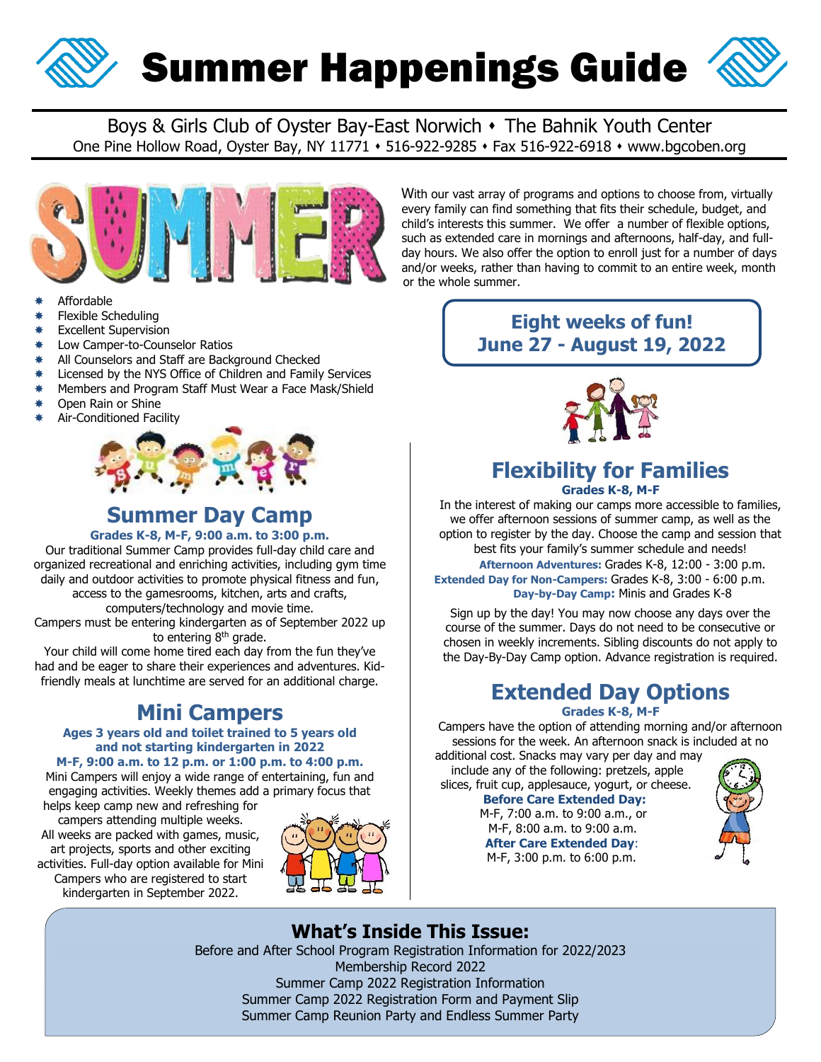# Summer Happenings Guide

Boys & Girls Club of Oyster Bay-East Norwich • The Bahnik Youth Center

One Pine Hollow Road, Oyster Bay, NY 11771 • 516-922-9285 • Fax 516-922-6918 • www.bgcoben.org

- Affordable
- Flexible Scheduling
- Excellent Supervision
- Low Camper-to-Counselor Ratios
- All Counselors and Staff are Background Checked
- Licensed by the NYS Office of Children and Family Services
- Members and Program Staff Must Wear a Face Mask/Shield
- Open Rain or Shine
- Air-Conditioned Facility

With our vast array of programs and options to choose from, virtually every family can find something that fits their schedule, budget, and child's interests this summer. We offer a number of flexible options, such as extended care in mornings and afternoons, half-day, and full-day hours. We also offer the option to enroll just for a number of days and/or weeks, rather than having to commit to an entire week, month or the whole summer.

**Eight weeks of fun!**
**June 27 - August 19, 2022**

## Summer Day Camp

**Grades K-8, M-F, 9:00 a.m. to 3:00 p.m.**

Our traditional Summer Camp provides full-day child care and organized recreational and enriching activities, including gym time daily and outdoor activities to promote physical fitness and fun, access to the gamesrooms, kitchen, arts and crafts, computers/technology and movie time.

Campers must be entering kindergarten as of September 2022 up to entering 8th grade.

Your child will come home tired each day from the fun they've had and be eager to share their experiences and adventures. Kid-friendly meals at lunchtime are served for an additional charge.

## Mini Campers

**Ages 3 years old and toilet trained to 5 years old and not starting kindergarten in 2022**

**M-F, 9:00 a.m. to 12 p.m. or 1:00 p.m. to 4:00 p.m.**

Mini Campers will enjoy a wide range of entertaining, fun and engaging activities. Weekly themes add a primary focus that helps keep camp new and refreshing for campers attending multiple weeks. All weeks are packed with games, music, art projects, sports and other exciting activities. Full-day option available for Mini Campers who are registered to start kindergarten in September 2022.

## Flexibility for Families

**Grades K-8, M-F**

In the interest of making our camps more accessible to families, we offer afternoon sessions of summer camp, as well as the option to register by the day. Choose the camp and session that best fits your family's summer schedule and needs!

**Afternoon Adventures:** Grades K-8, 12:00 - 3:00 p.m.
**Extended Day for Non-Campers:** Grades K-8, 3:00 - 6:00 p.m.
**Day-by-Day Camp:** Minis and Grades K-8

Sign up by the day! You may now choose any days over the course of the summer. Days do not need to be consecutive or chosen in weekly increments. Sibling discounts do not apply to the Day-By-Day Camp option. Advance registration is required.

## Extended Day Options

**Grades K-8, M-F**

Campers have the option of attending morning and/or afternoon sessions for the week. An afternoon snack is included at no additional cost. Snacks may vary per day and may include any of the following: pretzels, apple slices, fruit cup, applesauce, yogurt, or cheese.

**Before Care Extended Day:**
M-F, 7:00 a.m. to 9:00 a.m., or
M-F, 8:00 a.m. to 9:00 a.m.

**After Care Extended Day**:
M-F, 3:00 p.m. to 6:00 p.m.

## What's Inside This Issue:

Before and After School Program Registration Information for 2022/2023
Membership Record 2022
Summer Camp 2022 Registration Information
Summer Camp 2022 Registration Form and Payment Slip
Summer Camp Reunion Party and Endless Summer Party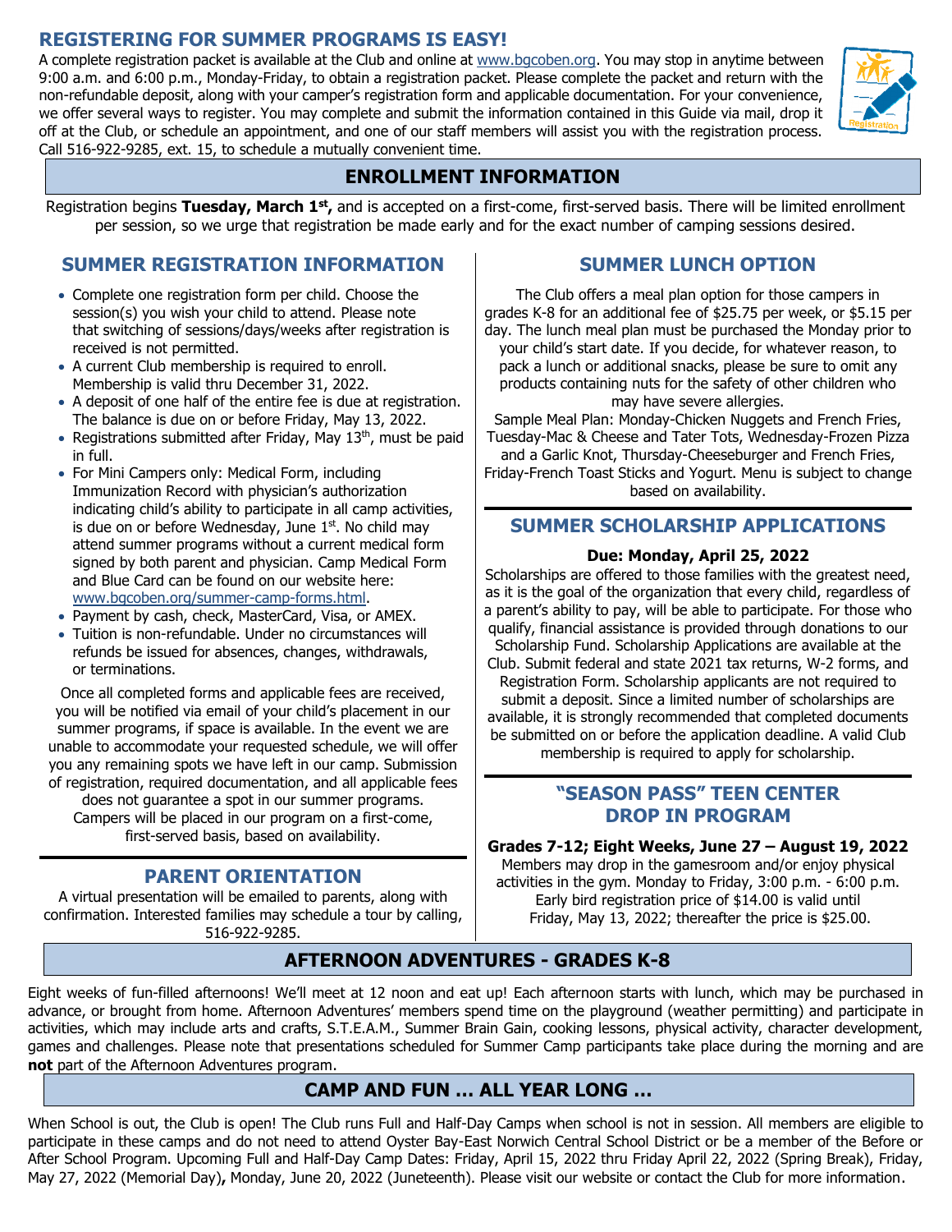## REGISTERING FOR SUMMER PROGRAMS IS EASY!

A complete registration packet is available at the Club and online at www.bgcoben.org. You may stop in anytime between 9:00 a.m. and 6:00 p.m., Monday-Friday, to obtain a registration packet. Please complete the packet and return with the non-refundable deposit, along with your camper's registration form and applicable documentation. For your convenience, we offer several ways to register. You may complete and submit the information contained in this Guide via mail, drop it off at the Club, or schedule an appointment, and one of our staff members will assist you with the registration process. Call 516-922-9285, ext. 15, to schedule a mutually convenient time.

## ENROLLMENT INFORMATION

Registration begins **Tuesday, March 1st,** and is accepted on a first-come, first-served basis. There will be limited enrollment per session, so we urge that registration be made early and for the exact number of camping sessions desired.

### SUMMER REGISTRATION INFORMATION

- Complete one registration form per child. Choose the session(s) you wish your child to attend. Please note that switching of sessions/days/weeks after registration is received is not permitted.
- A current Club membership is required to enroll. Membership is valid thru December 31, 2022.
- A deposit of one half of the entire fee is due at registration. The balance is due on or before Friday, May 13, 2022.
- Registrations submitted after Friday, May 13th, must be paid in full.
- For Mini Campers only: Medical Form, including Immunization Record with physician's authorization indicating child's ability to participate in all camp activities, is due on or before Wednesday, June 1st. No child may attend summer programs without a current medical form signed by both parent and physician. Camp Medical Form and Blue Card can be found on our website here: www.bgcoben.org/summer-camp-forms.html.
- Payment by cash, check, MasterCard, Visa, or AMEX.
- Tuition is non-refundable. Under no circumstances will refunds be issued for absences, changes, withdrawals, or terminations.

Once all completed forms and applicable fees are received, you will be notified via email of your child's placement in our summer programs, if space is available. In the event we are unable to accommodate your requested schedule, we will offer you any remaining spots we have left in our camp. Submission of registration, required documentation, and all applicable fees does not guarantee a spot in our summer programs. Campers will be placed in our program on a first-come, first-served basis, based on availability.

### PARENT ORIENTATION

A virtual presentation will be emailed to parents, along with confirmation. Interested families may schedule a tour by calling, 516-922-9285.

### SUMMER LUNCH OPTION

The Club offers a meal plan option for those campers in grades K-8 for an additional fee of $25.75 per week, or $5.15 per day. The lunch meal plan must be purchased the Monday prior to your child's start date. If you decide, for whatever reason, to pack a lunch or additional snacks, please be sure to omit any products containing nuts for the safety of other children who may have severe allergies.

Sample Meal Plan: Monday-Chicken Nuggets and French Fries, Tuesday-Mac & Cheese and Tater Tots, Wednesday-Frozen Pizza and a Garlic Knot, Thursday-Cheeseburger and French Fries, Friday-French Toast Sticks and Yogurt. Menu is subject to change based on availability.

### SUMMER SCHOLARSHIP APPLICATIONS

**Due: Monday, April 25, 2022**

Scholarships are offered to those families with the greatest need, as it is the goal of the organization that every child, regardless of a parent's ability to pay, will be able to participate. For those who qualify, financial assistance is provided through donations to our Scholarship Fund. Scholarship Applications are available at the Club. Submit federal and state 2021 tax returns, W-2 forms, and Registration Form. Scholarship applicants are not required to submit a deposit. Since a limited number of scholarships are available, it is strongly recommended that completed documents be submitted on or before the application deadline. A valid Club membership is required to apply for scholarship.

### "SEASON PASS" TEEN CENTER DROP IN PROGRAM

**Grades 7-12; Eight Weeks, June 27 – August 19, 2022**

Members may drop in the gamesroom and/or enjoy physical activities in the gym. Monday to Friday, 3:00 p.m. - 6:00 p.m. Early bird registration price of $14.00 is valid until Friday, May 13, 2022; thereafter the price is $25.00.

## AFTERNOON ADVENTURES - GRADES K-8

Eight weeks of fun-filled afternoons! We'll meet at 12 noon and eat up! Each afternoon starts with lunch, which may be purchased in advance, or brought from home. Afternoon Adventures' members spend time on the playground (weather permitting) and participate in activities, which may include arts and crafts, S.T.E.A.M., Summer Brain Gain, cooking lessons, physical activity, character development, games and challenges. Please note that presentations scheduled for Summer Camp participants take place during the morning and are **not** part of the Afternoon Adventures program.

## CAMP AND FUN … ALL YEAR LONG …

When School is out, the Club is open! The Club runs Full and Half-Day Camps when school is not in session. All members are eligible to participate in these camps and do not need to attend Oyster Bay-East Norwich Central School District or be a member of the Before or After School Program. Upcoming Full and Half-Day Camp Dates: Friday, April 15, 2022 thru Friday April 22, 2022 (Spring Break), Friday, May 27, 2022 (Memorial Day)**,** Monday, June 20, 2022 (Juneteenth). Please visit our website or contact the Club for more information.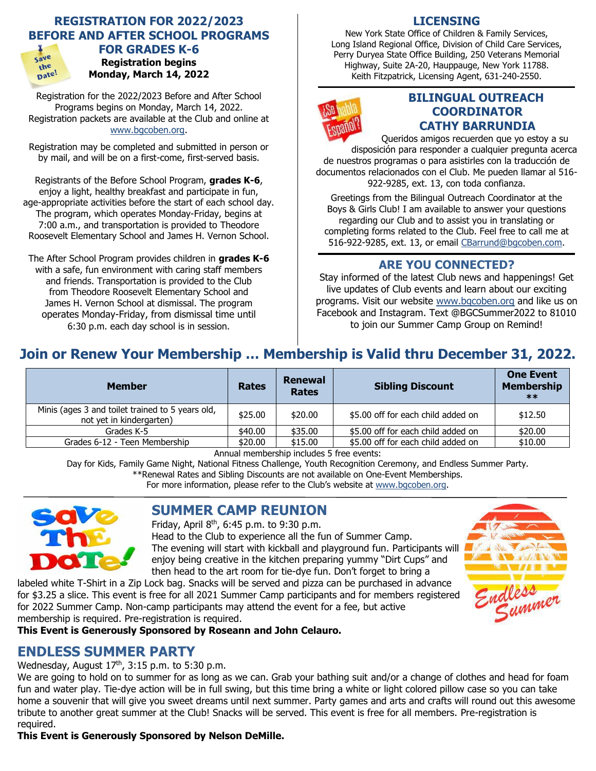## REGISTRATION FOR 2022/2023 BEFORE AND AFTER SCHOOL PROGRAMS FOR GRADES K-6

**Registration begins Monday, March 14, 2022**

Registration for the 2022/2023 Before and After School Programs begins on Monday, March 14, 2022. Registration packets are available at the Club and online at www.bgcoben.org.

Registration may be completed and submitted in person or by mail, and will be on a first-come, first-served basis.

Registrants of the Before School Program, **grades K-6**, enjoy a light, healthy breakfast and participate in fun, age-appropriate activities before the start of each school day. The program, which operates Monday-Friday, begins at 7:00 a.m., and transportation is provided to Theodore Roosevelt Elementary School and James H. Vernon School.

The After School Program provides children in **grades K-6** with a safe, fun environment with caring staff members and friends. Transportation is provided to the Club from Theodore Roosevelt Elementary School and James H. Vernon School at dismissal. The program operates Monday-Friday, from dismissal time until 6:30 p.m. each day school is in session.

## LICENSING

New York State Office of Children & Family Services, Long Island Regional Office, Division of Child Care Services, Perry Duryea State Office Building, 250 Veterans Memorial Highway, Suite 2A-20, Hauppauge, New York 11788. Keith Fitzpatrick, Licensing Agent, 631-240-2550.

## BILINGUAL OUTREACH COORDINATOR CATHY BARRUNDIA

Queridos amigos recuerden que yo estoy a su disposición para responder a cualquier pregunta acerca de nuestros programas o para asistirles con la traducción de documentos relacionados con el Club. Me pueden llamar al 516-922-9285, ext. 13, con toda confianza.

Greetings from the Bilingual Outreach Coordinator at the Boys & Girls Club! I am available to answer your questions regarding our Club and to assist you in translating or completing forms related to the Club. Feel free to call me at 516-922-9285, ext. 13, or email CBarrund@bgcoben.com.

## ARE YOU CONNECTED?

Stay informed of the latest Club news and happenings! Get live updates of Club events and learn about our exciting programs. Visit our website www.bgcoben.org and like us on Facebook and Instagram. Text @BGCSummer2022 to 81010 to join our Summer Camp Group on Remind!

## Join or Renew Your Membership … Membership is Valid thru December 31, 2022.

| Member | Rates | Renewal Rates | Sibling Discount | One Event Membership ** |
|---|---|---|---|---|
| Minis (ages 3 and toilet trained to 5 years old, not yet in kindergarten) | $25.00 | $20.00 | $5.00 off for each child added on | $12.50 |
| Grades K-5 | $40.00 | $35.00 | $5.00 off for each child added on | $20.00 |
| Grades 6-12 - Teen Membership | $20.00 | $15.00 | $5.00 off for each child added on | $10.00 |

Annual membership includes 5 free events:
Day for Kids, Family Game Night, National Fitness Challenge, Youth Recognition Ceremony, and Endless Summer Party.
**Renewal Rates and Sibling Discounts are not available on One-Event Memberships.
For more information, please refer to the Club's website at www.bgcoben.org.

## SUMMER CAMP REUNION

Friday, April 8th, 6:45 p.m. to 9:30 p.m.
Head to the Club to experience all the fun of Summer Camp. The evening will start with kickball and playground fun. Participants will enjoy being creative in the kitchen preparing yummy "Dirt Cups" and then head to the art room for tie-dye fun. Don't forget to bring a labeled white T-Shirt in a Zip Lock bag. Snacks will be served and pizza can be purchased in advance for $3.25 a slice. This event is free for all 2021 Summer Camp participants and for members registered for 2022 Summer Camp. Non-camp participants may attend the event for a fee, but active membership is required. Pre-registration is required.

**This Event is Generously Sponsored by Roseann and John Celauro.**

## ENDLESS SUMMER PARTY

Wednesday, August 17th, 3:15 p.m. to 5:30 p.m.
We are going to hold on to summer for as long as we can. Grab your bathing suit and/or a change of clothes and head for foam fun and water play. Tie-dye action will be in full swing, but this time bring a white or light colored pillow case so you can take home a souvenir that will give you sweet dreams until next summer. Party games and arts and crafts will round out this awesome tribute to another great summer at the Club! Snacks will be served. This event is free for all members. Pre-registration is required.

**This Event is Generously Sponsored by Nelson DeMille.**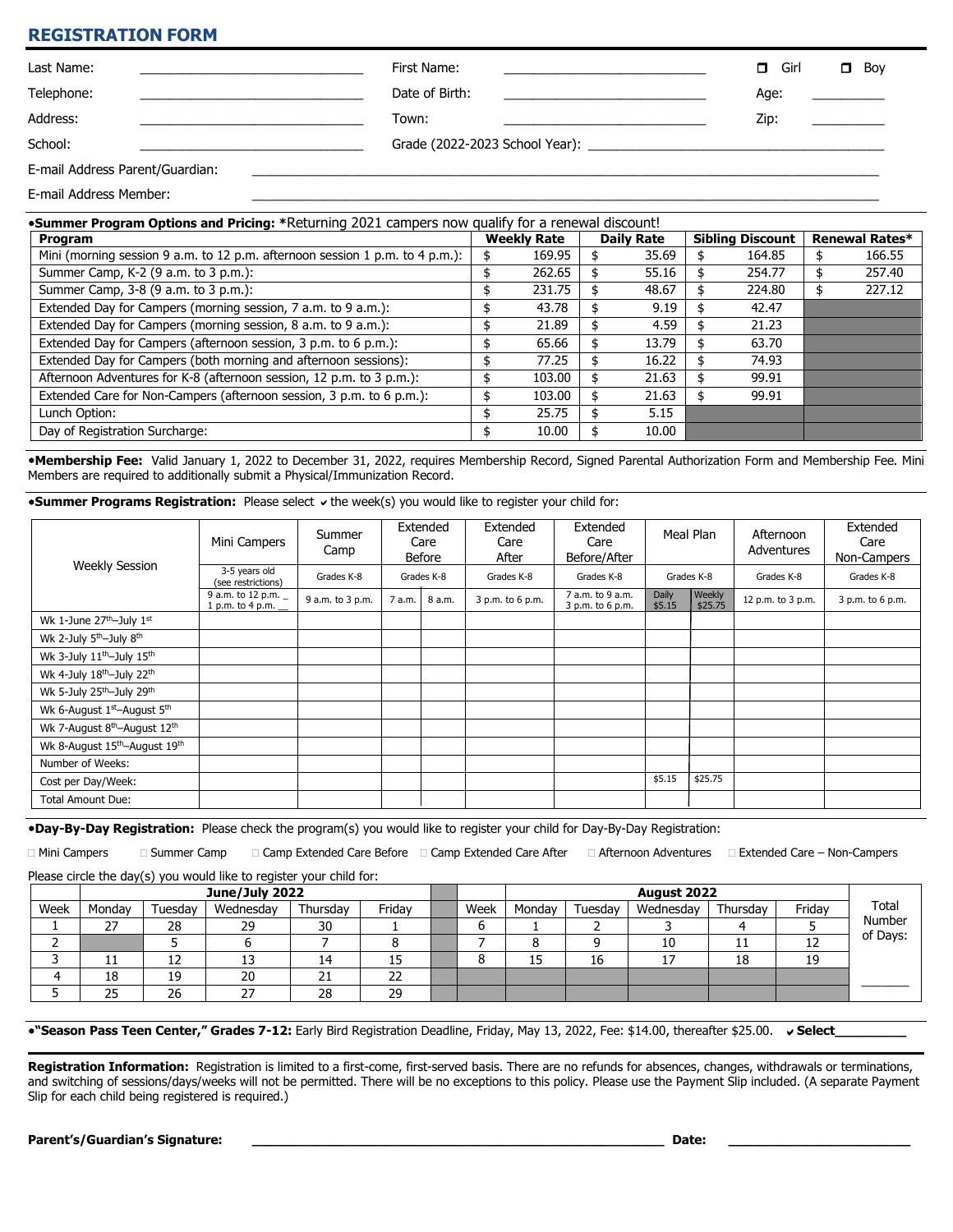## REGISTRATION FORM

Last Name: ______________________________ First Name: ___________________________ ☐ Girl ☐ Boy

Telephone: ______________________________ Date of Birth: ___________________________ Age: __________

Address: ______________________________ Town: ___________________________ Zip: __________

School: ______________________________ Grade (2022-2023 School Year): ________________________________________

E-mail Address Parent/Guardian: ________________________________________________________________________________

E-mail Address Member: ________________________________________________________________________________

**•Summer Program Options and Pricing:** *Returning 2021 campers now qualify for a renewal discount!

| Program | Weekly Rate | Daily Rate | Sibling Discount | Renewal Rates* |
|---|---|---|---|---|
| Mini (morning session 9 a.m. to 12 p.m. afternoon session 1 p.m. to 4 p.m.): | $ 169.95 | $ 35.69 | $ 164.85 | $ 166.55 |
| Summer Camp, K-2 (9 a.m. to 3 p.m.): | $ 262.65 | $ 55.16 | $ 254.77 | $ 257.40 |
| Summer Camp, 3-8 (9 a.m. to 3 p.m.): | $ 231.75 | $ 48.67 | $ 224.80 | $ 227.12 |
| Extended Day for Campers (morning session, 7 a.m. to 9 a.m.): | $ 43.78 | $ 9.19 | $ 42.47 | |
| Extended Day for Campers (morning session, 8 a.m. to 9 a.m.): | $ 21.89 | $ 4.59 | $ 21.23 | |
| Extended Day for Campers (afternoon session, 3 p.m. to 6 p.m.): | $ 65.66 | $ 13.79 | $ 63.70 | |
| Extended Day for Campers (both morning and afternoon sessions): | $ 77.25 | $ 16.22 | $ 74.93 | |
| Afternoon Adventures for K-8 (afternoon session, 12 p.m. to 3 p.m.): | $ 103.00 | $ 21.63 | $ 99.91 | |
| Extended Care for Non-Campers (afternoon session, 3 p.m. to 6 p.m.): | $ 103.00 | $ 21.63 | $ 99.91 | |
| Lunch Option: | $ 25.75 | $ 5.15 | | |
| Day of Registration Surcharge: | $ 10.00 | $ 10.00 | | |

**•Membership Fee:** Valid January 1, 2022 to December 31, 2022, requires Membership Record, Signed Parental Authorization Form and Membership Fee. Mini Members are required to additionally submit a Physical/Immunization Record.

**•Summer Programs Registration:** Please select ✔ the week(s) you would like to register your child for:

| Weekly Session | Mini Campers | Summer Camp | Extended Care Before | | Extended Care After | Extended Care Before/After | Meal Plan | | Afternoon Adventures | Extended Care Non-Campers |
|---|---|---|---|---|---|---|---|---|---|---|
| | 3-5 years old (see restrictions) | Grades K-8 | Grades K-8 | | Grades K-8 | Grades K-8 | Grades K-8 | | Grades K-8 | Grades K-8 |
| | 9 a.m. to 12 p.m. _ 1 p.m. to 4 p.m. __ | 9 a.m. to 3 p.m. | 7 a.m. | 8 a.m. | 3 p.m. to 6 p.m. | 7 a.m. to 9 a.m. 3 p.m. to 6 p.m. | Daily $5.15 | Weekly $25.75 | 12 p.m. to 3 p.m. | 3 p.m. to 6 p.m. |
| Wk 1-June 27th–July 1st | | | | | | | | | | |
| Wk 2-July 5th–July 8th | | | | | | | | | | |
| Wk 3-July 11th–July 15th | | | | | | | | | | |
| Wk 4-July 18th–July 22th | | | | | | | | | | |
| Wk 5-July 25th–July 29th | | | | | | | | | | |
| Wk 6-August 1st–August 5th | | | | | | | | | | |
| Wk 7-August 8th–August 12th | | | | | | | | | | |
| Wk 8-August 15th–August 19th | | | | | | | | | | |
| Number of Weeks: | | | | | | | | | | |
| Cost per Day/Week: | | | | | | | $5.15 | $25.75 | | |
| Total Amount Due: | | | | | | | | | | |

**•Day-By-Day Registration:** Please check the program(s) you would like to register your child for Day-By-Day Registration:

☐ Mini Campers ☐ Summer Camp ☐ Camp Extended Care Before ☐ Camp Extended Care After ☐ Afternoon Adventures ☐ Extended Care – Non-Campers

Please circle the day(s) you would like to register your child for:

| | June/July 2022 | | | | | | | August 2022 | | | | | |
|---|---|---|---|---|---|---|---|---|---|---|---|---|---|
| Week | Monday | Tuesday | Wednesday | Thursday | Friday | | Week | Monday | Tuesday | Wednesday | Thursday | Friday | Total Number of Days: |
| 1 | 27 | 28 | 29 | 30 | 1 | | 6 | 1 | 2 | 3 | 4 | 5 | |
| 2 | | 5 | 6 | 7 | 8 | | 7 | 8 | 9 | 10 | 11 | 12 | |
| 3 | 11 | 12 | 13 | 14 | 15 | | 8 | 15 | 16 | 17 | 18 | 19 | |
| 4 | 18 | 19 | 20 | 21 | 22 | | | | | | | | _______ |
| 5 | 25 | 26 | 27 | 28 | 29 | | | | | | | | |

**•"Season Pass Teen Center," Grades 7-12:** Early Bird Registration Deadline, Friday, May 13, 2022, Fee: $14.00, thereafter $25.00. **✔Select__________**

**Registration Information:** Registration is limited to a first-come, first-served basis. There are no refunds for absences, changes, withdrawals or terminations, and switching of sessions/days/weeks will not be permitted. There will be no exceptions to this policy. Please use the Payment Slip included. (A separate Payment Slip for each child being registered is required.)

**Parent's/Guardian's Signature:** ____________________________________________ **Date:** ______________________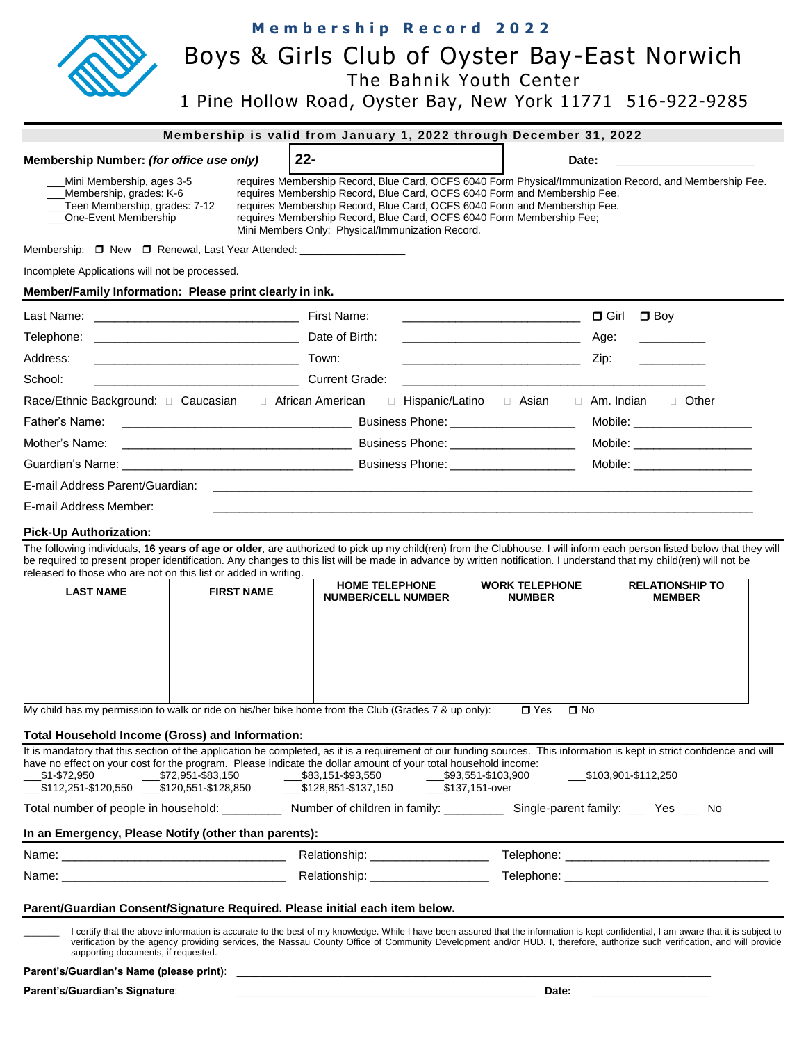**Membership Record 2022**

# Boys & Girls Club of Oyster Bay-East Norwich

The Bahnik Youth Center

1 Pine Hollow Road, Oyster Bay, New York 11771 516-922-9285

**Membership is valid from January 1, 2022 through December 31, 2022**

**Membership Number:** ***(for office use only)*** **22-** **Date:** ____________________

___Mini Membership, ages 3-5 requires Membership Record, Blue Card, OCFS 6040 Form Physical/Immunization Record, and Membership Fee.
___Membership, grades: K-6 requires Membership Record, Blue Card, OCFS 6040 Form and Membership Fee.
___Teen Membership, grades: 7-12 requires Membership Record, Blue Card, OCFS 6040 Form and Membership Fee.
___One-Event Membership requires Membership Record, Blue Card, OCFS 6040 Form Membership Fee;
Mini Members Only: Physical/Immunization Record.

Membership: ☐ New ☐ Renewal, Last Year Attended: ________________

Incomplete Applications will not be processed.

**Member/Family Information: Please print clearly in ink.**

Last Name: ____________________________ First Name: ________________________ ☐ Girl ☐ Boy

Telephone: ____________________________ Date of Birth: ________________________ Age: _________

Address: ____________________________ Town: ________________________ Zip: _________

School: ____________________________ Current Grade: ________________________________________

Race/Ethnic Background: ☐ Caucasian ☐ African American ☐ Hispanic/Latino ☐ Asian ☐ Am. Indian ☐ Other

Father's Name: ________________________________ Business Phone: __________________ Mobile: __________________

Mother's Name: ________________________________ Business Phone: __________________ Mobile: __________________

Guardian's Name: ________________________________ Business Phone: __________________ Mobile: __________________

E-mail Address Parent/Guardian: ____________________________________________________________

E-mail Address Member: ____________________________________________________________

**Pick-Up Authorization:**

The following individuals, **16 years of age or older**, are authorized to pick up my child(ren) from the Clubhouse. I will inform each person listed below that they will be required to present proper identification. Any changes to this list will be made in advance by written notification. I understand that my child(ren) will not be released to those who are not on this list or added in writing.

| LAST NAME | FIRST NAME | HOME TELEPHONE NUMBER/CELL NUMBER | WORK TELEPHONE NUMBER | RELATIONSHIP TO MEMBER |
|---|---|---|---|---|
| | | | | |
| | | | | |
| | | | | |
| | | | | |

My child has my permission to walk or ride on his/her bike home from the Club (Grades 7 & up only): ☐ Yes ☐ No

**Total Household Income (Gross) and Information:**

It is mandatory that this section of the application be completed, as it is a requirement of our funding sources. This information is kept in strict confidence and will have no effect on your cost for the program. Please indicate the dollar amount of your total household income:

___$1-$72,950 ___$72,951-$83,150 ___$83,151-$93,550 ___$93,551-$103,900 ___$103,901-$112,250
___$112,251-$120,550 ___$120,551-$128,850 ___$128,851-$137,150 ___$137,151-over

Total number of people in household: _________ Number of children in family: _________ Single-parent family: ___ Yes ___ No

**In an Emergency, Please Notify (other than parents):**

Name: ______________________________ Relationship: _________________ Telephone: ____________________________

Name: ______________________________ Relationship: _________________ Telephone: ____________________________

**Parent/Guardian Consent/Signature Required. Please initial each item below.**

______ I certify that the above information is accurate to the best of my knowledge. While I have been assured that the information is kept confidential, I am aware that it is subject to verification by the agency providing services, the Nassau County Office of Community Development and/or HUD. I, therefore, authorize such verification, and will provide supporting documents, if requested.

**Parent's/Guardian's Name (please print)**: ____________________________________________

**Parent's/Guardian's Signature**: ______________________________________ **Date:** ________________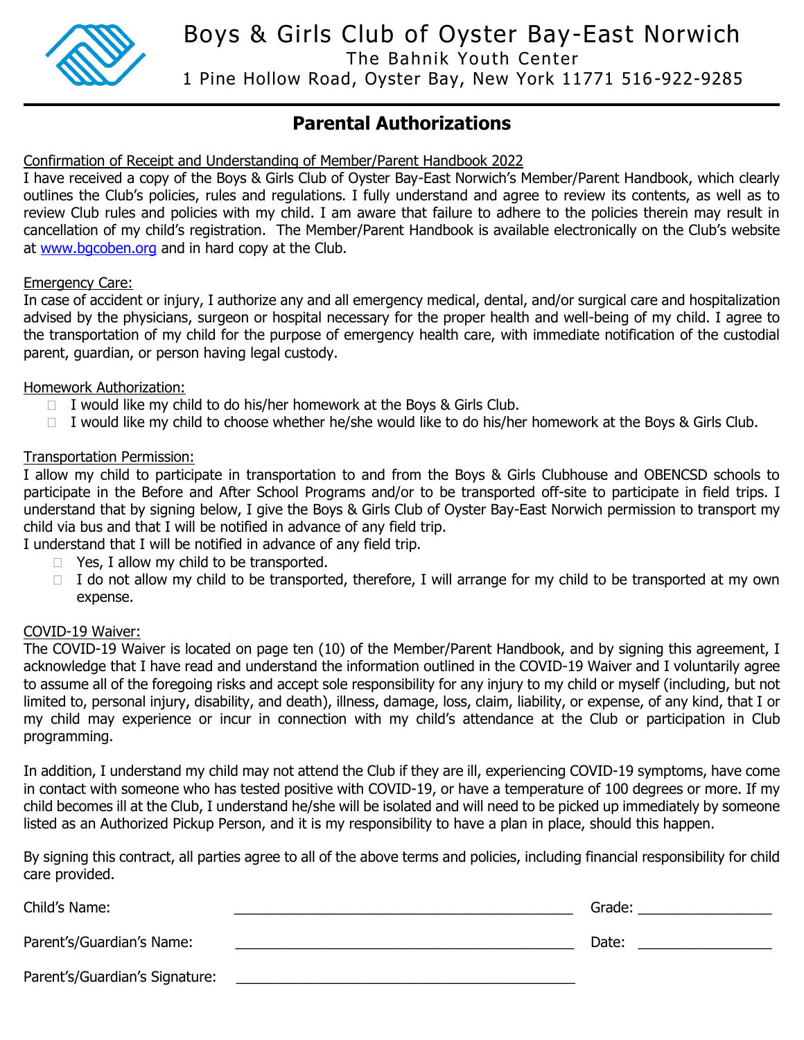# Boys & Girls Club of Oyster Bay-East Norwich

The Bahnik Youth Center

1 Pine Hollow Road, Oyster Bay, New York 11771 516-922-9285

## Parental Authorizations

Confirmation of Receipt and Understanding of Member/Parent Handbook 2022

I have received a copy of the Boys & Girls Club of Oyster Bay-East Norwich's Member/Parent Handbook, which clearly outlines the Club's policies, rules and regulations. I fully understand and agree to review its contents, as well as to review Club rules and policies with my child. I am aware that failure to adhere to the policies therein may result in cancellation of my child's registration. The Member/Parent Handbook is available electronically on the Club's website at www.bgcoben.org and in hard copy at the Club.

Emergency Care:

In case of accident or injury, I authorize any and all emergency medical, dental, and/or surgical care and hospitalization advised by the physicians, surgeon or hospital necessary for the proper health and well-being of my child. I agree to the transportation of my child for the purpose of emergency health care, with immediate notification of the custodial parent, guardian, or person having legal custody.

Homework Authorization:

- ☐ I would like my child to do his/her homework at the Boys & Girls Club.
- ☐ I would like my child to choose whether he/she would like to do his/her homework at the Boys & Girls Club.

Transportation Permission:

I allow my child to participate in transportation to and from the Boys & Girls Clubhouse and OBENCSD schools to participate in the Before and After School Programs and/or to be transported off-site to participate in field trips. I understand that by signing below, I give the Boys & Girls Club of Oyster Bay-East Norwich permission to transport my child via bus and that I will be notified in advance of any field trip.

I understand that I will be notified in advance of any field trip.

- ☐ Yes, I allow my child to be transported.
- ☐ I do not allow my child to be transported, therefore, I will arrange for my child to be transported at my own expense.

COVID-19 Waiver:

The COVID-19 Waiver is located on page ten (10) of the Member/Parent Handbook, and by signing this agreement, I acknowledge that I have read and understand the information outlined in the COVID-19 Waiver and I voluntarily agree to assume all of the foregoing risks and accept sole responsibility for any injury to my child or myself (including, but not limited to, personal injury, disability, and death), illness, damage, loss, claim, liability, or expense, of any kind, that I or my child may experience or incur in connection with my child's attendance at the Club or participation in Club programming.

In addition, I understand my child may not attend the Club if they are ill, experiencing COVID-19 symptoms, have come in contact with someone who has tested positive with COVID-19, or have a temperature of 100 degrees or more. If my child becomes ill at the Club, I understand he/she will be isolated and will need to be picked up immediately by someone listed as an Authorized Pickup Person, and it is my responsibility to have a plan in place, should this happen.

By signing this contract, all parties agree to all of the above terms and policies, including financial responsibility for child care provided.

Child's Name: ______________________________ Grade: ______________

Parent's/Guardian's Name: ______________________________ Date: ______________

Parent's/Guardian's Signature: ______________________________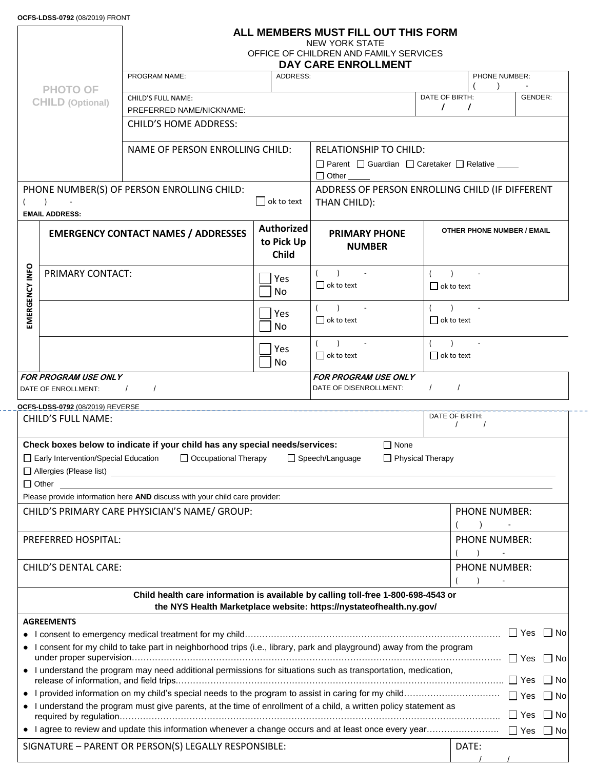OCFS-LDSS-0792 (08/2019) FRONT

# ALL MEMBERS MUST FILL OUT THIS FORM

NEW YORK STATE
OFFICE OF CHILDREN AND FAMILY SERVICES

## DAY CARE ENROLLMENT

PHOTO OF CHILD (Optional)

| PROGRAM NAME: | ADDRESS: | PHONE NUMBER: ( ) - |
|---|---|---|
| CHILD'S FULL NAME: PREFERRED NAME/NICKNAME: | DATE OF BIRTH: / / | GENDER: |

CHILD'S HOME ADDRESS:

| NAME OF PERSON ENROLLING CHILD: | RELATIONSHIP TO CHILD: ☐ Parent ☐ Guardian ☐ Caretaker ☐ Relative _____ ☐ Other _____ |
|---|---|
| PHONE NUMBER(S) OF PERSON ENROLLING CHILD: ( ) - ☐ ok to text EMAIL ADDRESS: | ADDRESS OF PERSON ENROLLING CHILD (IF DIFFERENT THAN CHILD): |

**EMERGENCY INFO**

| EMERGENCY CONTACT NAMES / ADDRESSES | Authorized to Pick Up Child | PRIMARY PHONE NUMBER | OTHER PHONE NUMBER / EMAIL |
|---|---|---|---|
| PRIMARY CONTACT: | ☐ Yes ☐ No | ( ) - ☐ ok to text | ( ) - ☐ ok to text |
| | ☐ Yes ☐ No | ( ) - ☐ ok to text | ( ) - ☐ ok to text |
| | ☐ Yes ☐ No | ( ) - ☐ ok to text | ( ) - ☐ ok to text |

| ***FOR PROGRAM USE ONLY*** DATE OF ENROLLMENT: / / | ***FOR PROGRAM USE ONLY*** DATE OF DISENROLLMENT: / / |
|---|---|

OCFS-LDSS-0792 (08/2019) REVERSE

| CHILD'S FULL NAME: | DATE OF BIRTH: / / |
|---|---|

**Check boxes below to indicate if your child has any special needs/services:** ☐ None

☐ Early Intervention/Special Education ☐ Occupational Therapy ☐ Speech/Language ☐ Physical Therapy

☐ Allergies (Please list) ____________________

☐ Other ____________________

Please provide information here **AND** discuss with your child care provider:

| CHILD'S PRIMARY CARE PHYSICIAN'S NAME/ GROUP: | PHONE NUMBER: ( ) - |
|---|---|
| PREFERRED HOSPITAL: | PHONE NUMBER: ( ) - |
| CHILD'S DENTAL CARE: | PHONE NUMBER: ( ) - |

**Child health care information is available by calling toll-free 1-800-698-4543 or the NYS Health Marketplace website: https://nystateofhealth.ny.gov/**

**AGREEMENTS**

- I consent to emergency medical treatment for my child……………………………………………………………………………… ☐ Yes ☐ No
- I consent for my child to take part in neighborhood trips (i.e., library, park and playground) away from the program under proper supervision……………………………………………………………………………………………………… ☐ Yes ☐ No
- I understand the program may need additional permissions for situations such as transportation, medication, release of information, and field trips.………………………………………………………………………………………… ☐ Yes ☐ No
- I provided information on my child's special needs to the program to assist in caring for my child…………………………… ☐ Yes ☐ No
- I understand the program must give parents, at the time of enrollment of a child, a written policy statement as required by regulation………………………………………………………………………………………………………… ☐ Yes ☐ No
- I agree to review and update this information whenever a change occurs and at least once every year…………………… ☐ Yes ☐ No

| SIGNATURE – PARENT OR PERSON(S) LEGALLY RESPONSIBLE: | DATE: / / |
|---|---|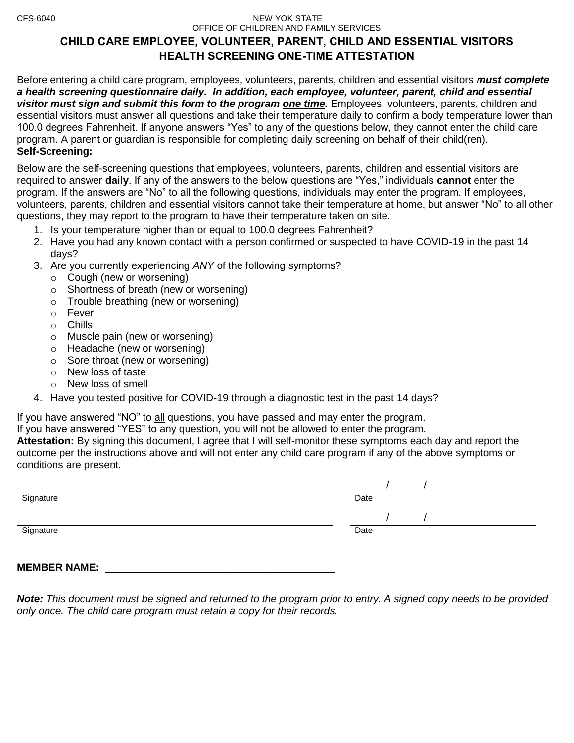CFS-6040

NEW YOK STATE
OFFICE OF CHILDREN AND FAMILY SERVICES

# CHILD CARE EMPLOYEE, VOLUNTEER, PARENT, CHILD AND ESSENTIAL VISITORS HEALTH SCREENING ONE-TIME ATTESTATION

Before entering a child care program, employees, volunteers, parents, children and essential visitors ***must complete a health screening questionnaire daily. In addition, each employee, volunteer, parent, child and essential visitor must sign and submit this form to the program <u>one time</u>.*** Employees, volunteers, parents, children and essential visitors must answer all questions and take their temperature daily to confirm a body temperature lower than 100.0 degrees Fahrenheit. If anyone answers "Yes" to any of the questions below, they cannot enter the child care program. A parent or guardian is responsible for completing daily screening on behalf of their child(ren).

**Self-Screening:**

Below are the self-screening questions that employees, volunteers, parents, children and essential visitors are required to answer **daily**. If any of the answers to the below questions are "Yes," individuals **cannot** enter the program. If the answers are "No" to all the following questions, individuals may enter the program. If employees, volunteers, parents, children and essential visitors cannot take their temperature at home, but answer "No" to all other questions, they may report to the program to have their temperature taken on site.

1. Is your temperature higher than or equal to 100.0 degrees Fahrenheit?
2. Have you had any known contact with a person confirmed or suspected to have COVID-19 in the past 14 days?
3. Are you currently experiencing *ANY* of the following symptoms?
   - Cough (new or worsening)
   - Shortness of breath (new or worsening)
   - Trouble breathing (new or worsening)
   - Fever
   - Chills
   - Muscle pain (new or worsening)
   - Headache (new or worsening)
   - Sore throat (new or worsening)
   - New loss of taste
   - New loss of smell
4. Have you tested positive for COVID-19 through a diagnostic test in the past 14 days?

If you have answered "NO" to <u>all</u> questions, you have passed and may enter the program.
If you have answered "YES" to <u>any</u> question, you will not be allowed to enter the program.

**Attestation:** By signing this document, I agree that I will self-monitor these symptoms each day and report the outcome per the instructions above and will not enter any child care program if any of the above symptoms or conditions are present.

______________________________ Signature &nbsp;&nbsp;&nbsp;&nbsp; ____/____/____ Date

______________________________ Signature &nbsp;&nbsp;&nbsp;&nbsp; ____/____/____ Date

**MEMBER NAME:** ______________________________

***Note:*** *This document must be signed and returned to the program prior to entry. A signed copy needs to be provided only once. The child care program must retain a copy for their records.*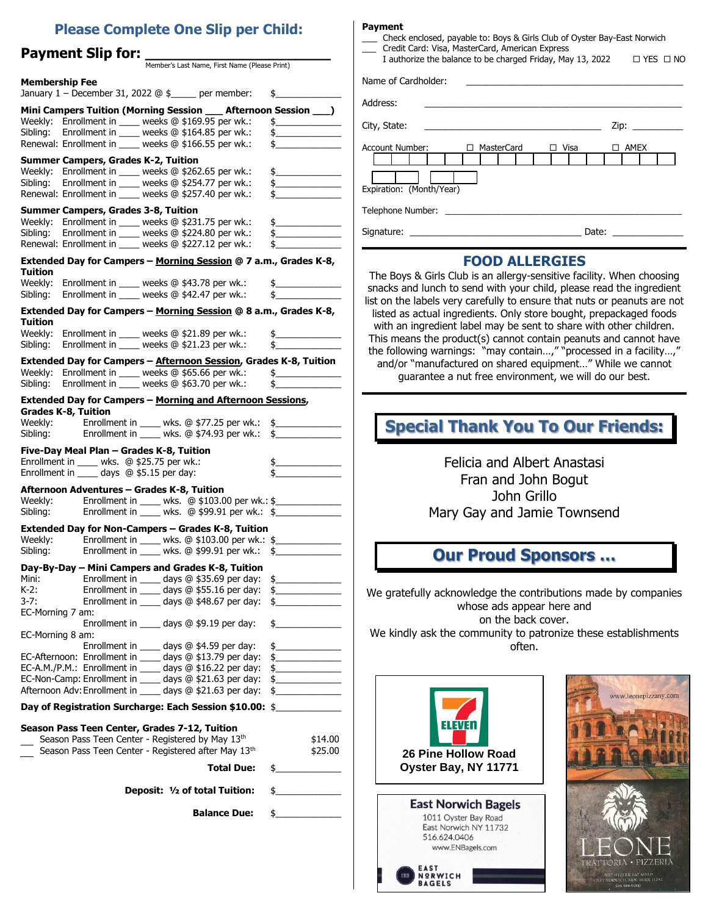## Please Complete One Slip per Child:

**Payment Slip for:** ______________________
Member's Last Name, First Name (Please Print)

**Membership Fee**
January 1 – December 31, 2022 @ $_____ per member: $_____________

**Mini Campers Tuition (Morning Session ___ Afternoon Session ___)**
Weekly: Enrollment in ____ weeks @ $169.95 per wk.: $_____________
Sibling: Enrollment in ____ weeks @ $164.85 per wk.: $_____________
Renewal: Enrollment in ____ weeks @ $166.55 per wk.: $_____________

**Summer Campers, Grades K-2, Tuition**
Weekly: Enrollment in ____ weeks @ $262.65 per wk.: $_____________
Sibling: Enrollment in ____ weeks @ $254.77 per wk.: $_____________
Renewal: Enrollment in ____ weeks @ $257.40 per wk.: $_____________

**Summer Campers, Grades 3-8, Tuition**
Weekly: Enrollment in ____ weeks @ $231.75 per wk.: $_____________
Sibling: Enrollment in ____ weeks @ $224.80 per wk.: $_____________
Renewal: Enrollment in ____ weeks @ $227.12 per wk.: $_____________

**Extended Day for Campers – Morning Session @ 7 a.m., Grades K-8, Tuition**
Weekly: Enrollment in ____ weeks @ $43.78 per wk.: $_____________
Sibling: Enrollment in ____ weeks @ $42.47 per wk.: $_____________

**Extended Day for Campers – Morning Session @ 8 a.m., Grades K-8, Tuition**
Weekly: Enrollment in ____ weeks @ $21.89 per wk.: $_____________
Sibling: Enrollment in ____ weeks @ $21.23 per wk.: $_____________

**Extended Day for Campers – Afternoon Session, Grades K-8, Tuition**
Weekly: Enrollment in ____ weeks @ $65.66 per wk.: $_____________
Sibling: Enrollment in ____ weeks @ $63.70 per wk.: $_____________

**Extended Day for Campers – Morning and Afternoon Sessions, Grades K-8, Tuition**
Weekly: Enrollment in ____ wks. @ $77.25 per wk.: $_____________
Sibling: Enrollment in ____ wks. @ $74.93 per wk.: $_____________

**Five-Day Meal Plan – Grades K-8, Tuition**
Enrollment in ____ wks. @ $25.75 per wk.: $_____________
Enrollment in ____ days @ $5.15 per day: $_____________

**Afternoon Adventures – Grades K-8, Tuition**
Weekly: Enrollment in ____ wks. @ $103.00 per wk.: $_____________
Sibling: Enrollment in ____ wks. @ $99.91 per wk.: $_____________

**Extended Day for Non-Campers – Grades K-8, Tuition**
Weekly: Enrollment in ____ wks. @ $103.00 per wk.: $_____________
Sibling: Enrollment in ____ wks. @ $99.91 per wk.: $_____________

**Day-By-Day – Mini Campers and Grades K-8, Tuition**
Mini: Enrollment in ____ days @ $35.69 per day: $_____________
K-2: Enrollment in ____ days @ $55.16 per day: $_____________
3-7: Enrollment in ____ days @ $48.67 per day: $_____________
EC-Morning 7 am: Enrollment in ____ days @ $9.19 per day: $_____________
EC-Morning 8 am: Enrollment in ____ days @ $4.59 per day: $_____________
EC-Afternoon: Enrollment in ____ days @ $13.79 per day: $_____________
EC-A.M./P.M.: Enrollment in ____ days @ $16.22 per day: $_____________
EC-Non-Camp: Enrollment in ____ days @ $21.63 per day: $_____________
Afternoon Adv: Enrollment in ____ days @ $21.63 per day: $_____________

**Day of Registration Surcharge: Each Session $10.00:** $_____________

**Season Pass Teen Center, Grades 7-12, Tuition**
___ Season Pass Teen Center - Registered by May 13th $14.00
___ Season Pass Teen Center - Registered after May 13th $25.00

**Total Due:** $_____________

**Deposit: ½ of total Tuition:** $_____________

**Balance Due:** $_____________

**Payment**
___ Check enclosed, payable to: Boys & Girls Club of Oyster Bay-East Norwich
___ Credit Card: Visa, MasterCard, American Express
I authorize the balance to be charged Friday, May 13, 2022 ☐ YES ☐ NO

Name of Cardholder: ______________________

Address: ______________________

City, State: ______________________ Zip: __________

Account Number: ☐ MasterCard ☐ Visa ☐ AMEX

Expiration: (Month/Year)

Telephone Number: ______________________

Signature: ______________________ Date: ______________

## FOOD ALLERGIES

The Boys & Girls Club is an allergy-sensitive facility. When choosing snacks and lunch to send with your child, please read the ingredient list on the labels very carefully to ensure that nuts or peanuts are not listed as actual ingredients. Only store bought, prepackaged foods with an ingredient label may be sent to share with other children. This means the product(s) cannot contain peanuts and cannot have the following warnings: "may contain…," "processed in a facility…," and/or "manufactured on shared equipment…" While we cannot guarantee a nut free environment, we will do our best.

## Special Thank You To Our Friends:

Felicia and Albert Anastasi
Fran and John Bogut
John Grillo
Mary Gay and Jamie Townsend

## Our Proud Sponsors …

We gratefully acknowledge the contributions made by companies whose ads appear here and on the back cover.
We kindly ask the community to patronize these establishments often.

7-Eleven
26 Pine Hollow Road
Oyster Bay, NY 11771

East Norwich Bagels
1011 Oyster Bay Road
East Norwich NY 11732
516.624.0406
www.ENBagels.com

www.leonepizzany.com
LEONE Trattoria • Pizzeria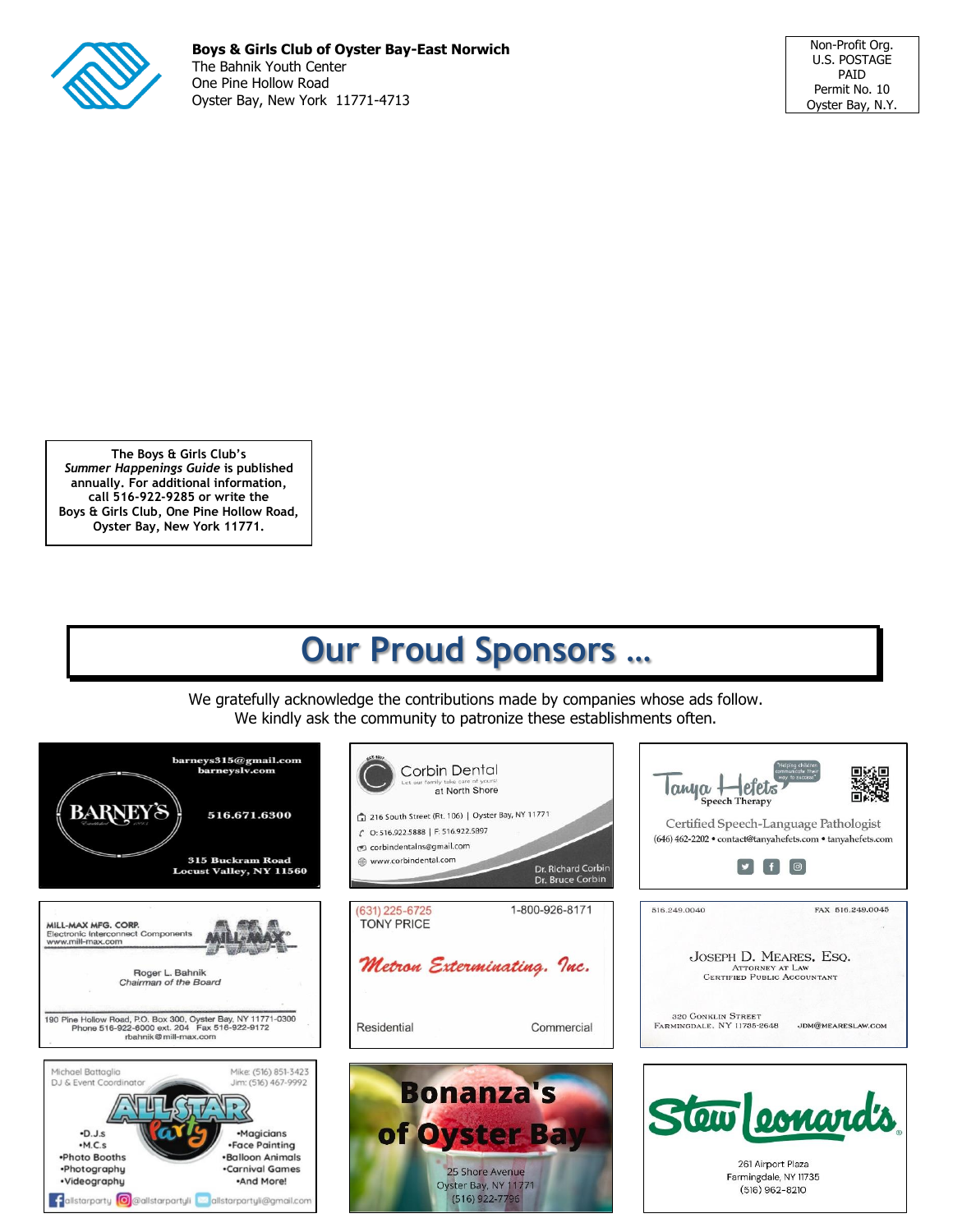**Boys & Girls Club of Oyster Bay-East Norwich**
The Bahnik Youth Center
One Pine Hollow Road
Oyster Bay, New York 11771-4713

Non-Profit Org.
U.S. POSTAGE
PAID
Permit No. 10
Oyster Bay, N.Y.

**The Boys & Girls Club's *Summer Happenings Guide* is published annually. For additional information, call 516-922-9285 or write the Boys & Girls Club, One Pine Hollow Road, Oyster Bay, New York 11771.**

# Our Proud Sponsors …

We gratefully acknowledge the contributions made by companies whose ads follow.
We kindly ask the community to patronize these establishments often.

**BARNEY'S**
barneys315@gmail.com
barneyslv.com
516.671.6300
315 Buckram Road
Locust Valley, NY 11560

**Corbin Dental**
Let our family take care of yours!
at North Shore
216 South Street (Rt. 106) | Oyster Bay, NY 11771
O: 516.922.5888 | F: 516.922.5897
corbindentalns@gmail.com
www.corbindental.com
Dr. Richard Corbin
Dr. Bruce Corbin

**Tanya Hefets Speech Therapy**
"Helping children communicate their way to success!"
Certified Speech-Language Pathologist
(646) 462-2202 • contact@tanyahefets.com • tanyahefets.com

**MILL-MAX MFG. CORP.**
Electronic Interconnect Components
www.mill-max.com
Roger L. Bahnik
Chairman of the Board
190 Pine Hollow Road, P.O. Box 300, Oyster Bay, NY 11771-0300
Phone 516-922-6000 ext. 204 Fax 516-922-9172
rbahnik@mill-max.com

**Metron Exterminating, Inc.**
(631) 225-6725 1-800-926-8171
TONY PRICE
Residential Commercial

**Joseph D. Meares, Esq.**
Attorney at Law
Certified Public Accountant
516.249.0040 FAX 516.249.0045
320 Conklin Street
Farmingdale, NY 11735-2648
JDM@MEARESLAW.COM

**ALLSTAR Party**
Michael Battaglia
DJ & Event Coordinator
Mike: (516) 851-3423
Jim: (516) 467-9992
- D.J.s
- M.C.s
- Photo Booths
- Photography
- Videography
- Magicians
- Face Painting
- Balloon Animals
- Carnival Games
- And More!

allstarparty @allstarpartyli allstarpartyli@gmail.com

**Bonanza's of Oyster Bay**
25 Shore Avenue
Oyster Bay, NY 11771
(516) 922-7796

**Stew Leonard's**
261 Airport Plaza
Farmingdale, NY 11735
(516) 962-8210